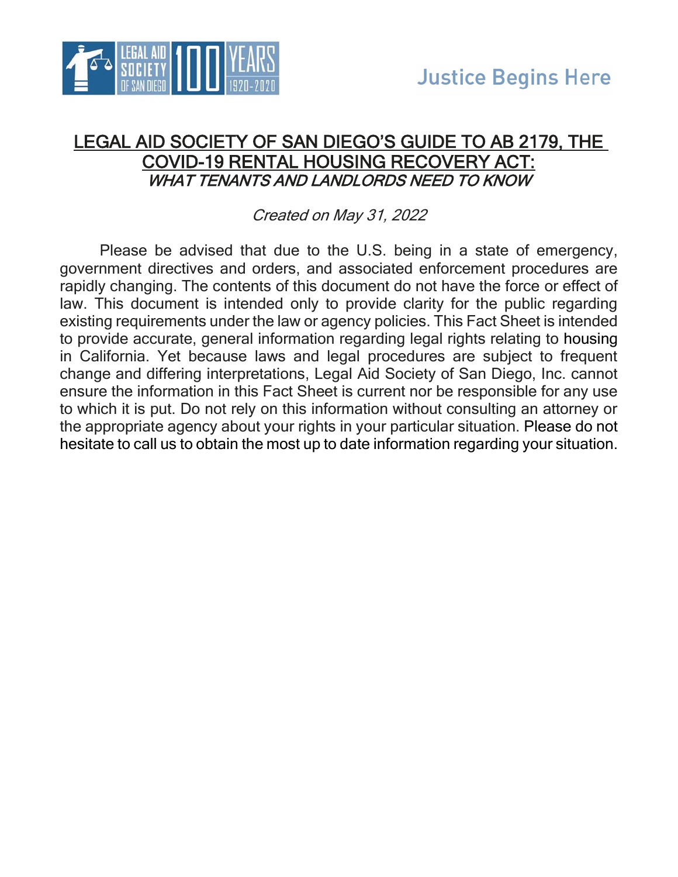Justice Begins Here

# LEGAL AID SOCIETY OF SAN DIEGO'S GUIDE TO AB 2179, THE COVID-19 RENTAL HOUSING RECOVERY ACT:

## *WHAT TENANTS AND LANDLORDS NEED TO KNOW*

*Created on May 31, 2022*

Please be advised that due to the U.S. being in a state of emergency, government directives and orders, and associated enforcement procedures are rapidly changing. The contents of this document do not have the force or effect of law. This document is intended only to provide clarity for the public regarding existing requirements under the law or agency policies. This Fact Sheet is intended to provide accurate, general information regarding legal rights relating to housing in California. Yet because laws and legal procedures are subject to frequent change and differing interpretations, Legal Aid Society of San Diego, Inc. cannot ensure the information in this Fact Sheet is current nor be responsible for any use to which it is put. Do not rely on this information without consulting an attorney or the appropriate agency about your rights in your particular situation. Please do not hesitate to call us to obtain the most up to date information regarding your situation.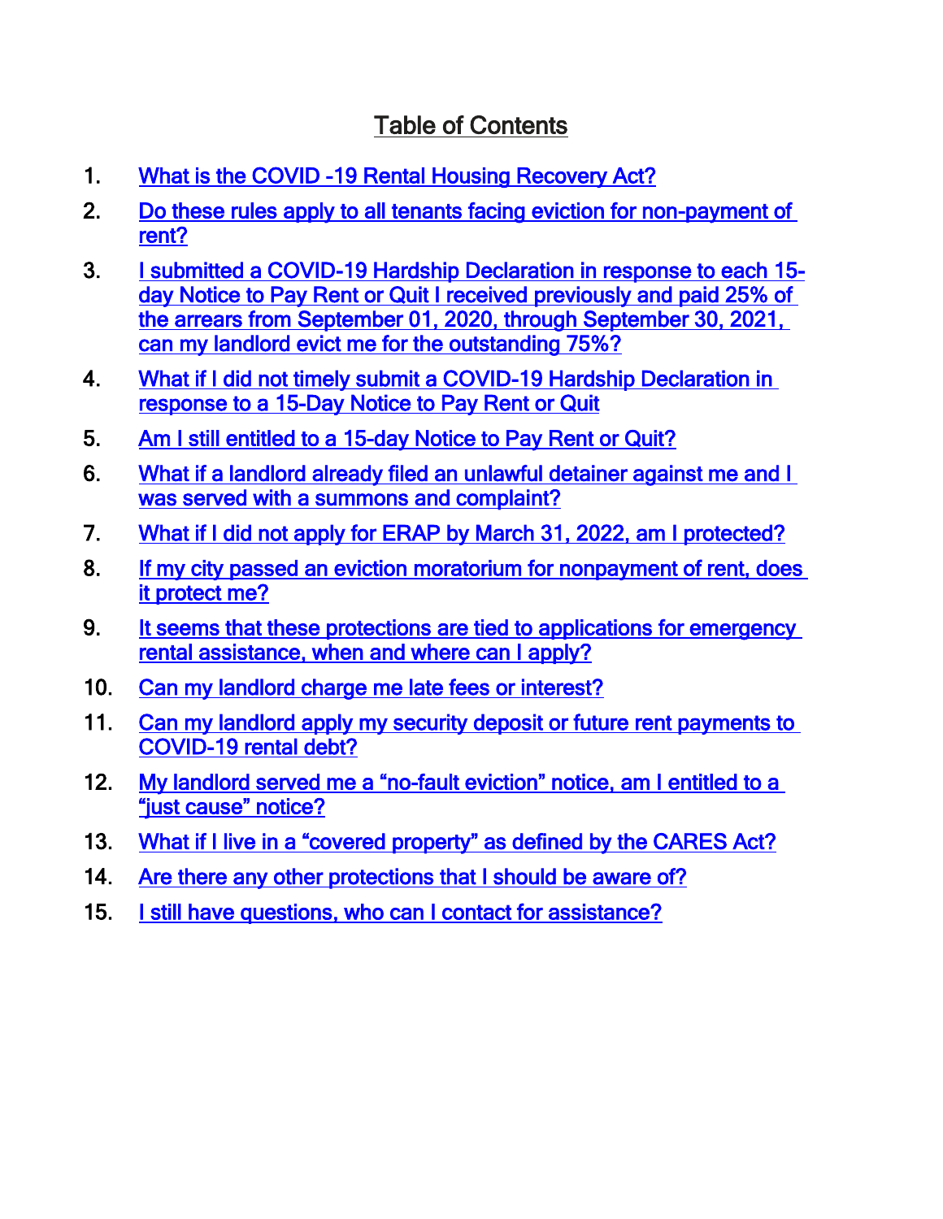# Table of Contents

1. What is the COVID -19 Rental Housing Recovery Act?
2. Do these rules apply to all tenants facing eviction for non-payment of rent?
3. I submitted a COVID-19 Hardship Declaration in response to each 15-day Notice to Pay Rent or Quit I received previously and paid 25% of the arrears from September 01, 2020, through September 30, 2021, can my landlord evict me for the outstanding 75%?
4. What if I did not timely submit a COVID-19 Hardship Declaration in response to a 15-Day Notice to Pay Rent or Quit
5. Am I still entitled to a 15-day Notice to Pay Rent or Quit?
6. What if a landlord already filed an unlawful detainer against me and I was served with a summons and complaint?
7. What if I did not apply for ERAP by March 31, 2022, am I protected?
8. If my city passed an eviction moratorium for nonpayment of rent, does it protect me?
9. It seems that these protections are tied to applications for emergency rental assistance, when and where can I apply?
10. Can my landlord charge me late fees or interest?
11. Can my landlord apply my security deposit or future rent payments to COVID-19 rental debt?
12. My landlord served me a “no-fault eviction” notice, am I entitled to a “just cause” notice?
13. What if I live in a “covered property” as defined by the CARES Act?
14. Are there any other protections that I should be aware of?
15. I still have questions, who can I contact for assistance?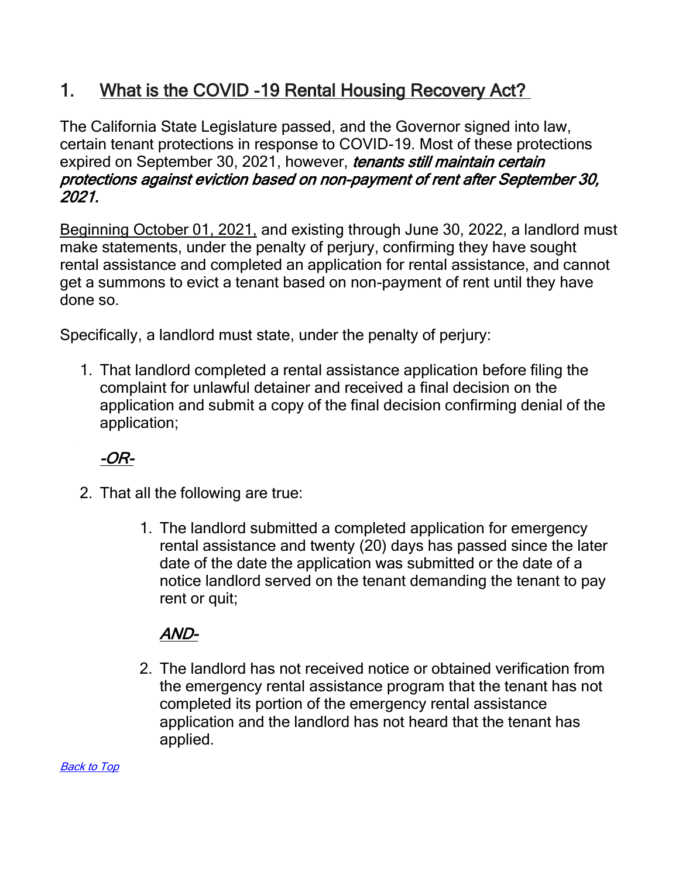## 1. What is the COVID -19 Rental Housing Recovery Act?

The California State Legislature passed, and the Governor signed into law, certain tenant protections in response to COVID-19. Most of these protections expired on September 30, 2021, however, ***tenants still maintain certain protections against eviction based on non-payment of rent after September 30, 2021.***

Beginning October 01, 2021, and existing through June 30, 2022, a landlord must make statements, under the penalty of perjury, confirming they have sought rental assistance and completed an application for rental assistance, and cannot get a summons to evict a tenant based on non-payment of rent until they have done so.

Specifically, a landlord must state, under the penalty of perjury:

1. That landlord completed a rental assistance application before filing the complaint for unlawful detainer and received a final decision on the application and submit a copy of the final decision confirming denial of the application;

   ***-OR-***

2. That all the following are true:

   1. The landlord submitted a completed application for emergency rental assistance and twenty (20) days has passed since the later date of the date the application was submitted or the date of a notice landlord served on the tenant demanding the tenant to pay rent or quit;

      ***AND-***

   2. The landlord has not received notice or obtained verification from the emergency rental assistance program that the tenant has not completed its portion of the emergency rental assistance application and the landlord has not heard that the tenant has applied.

*Back to Top*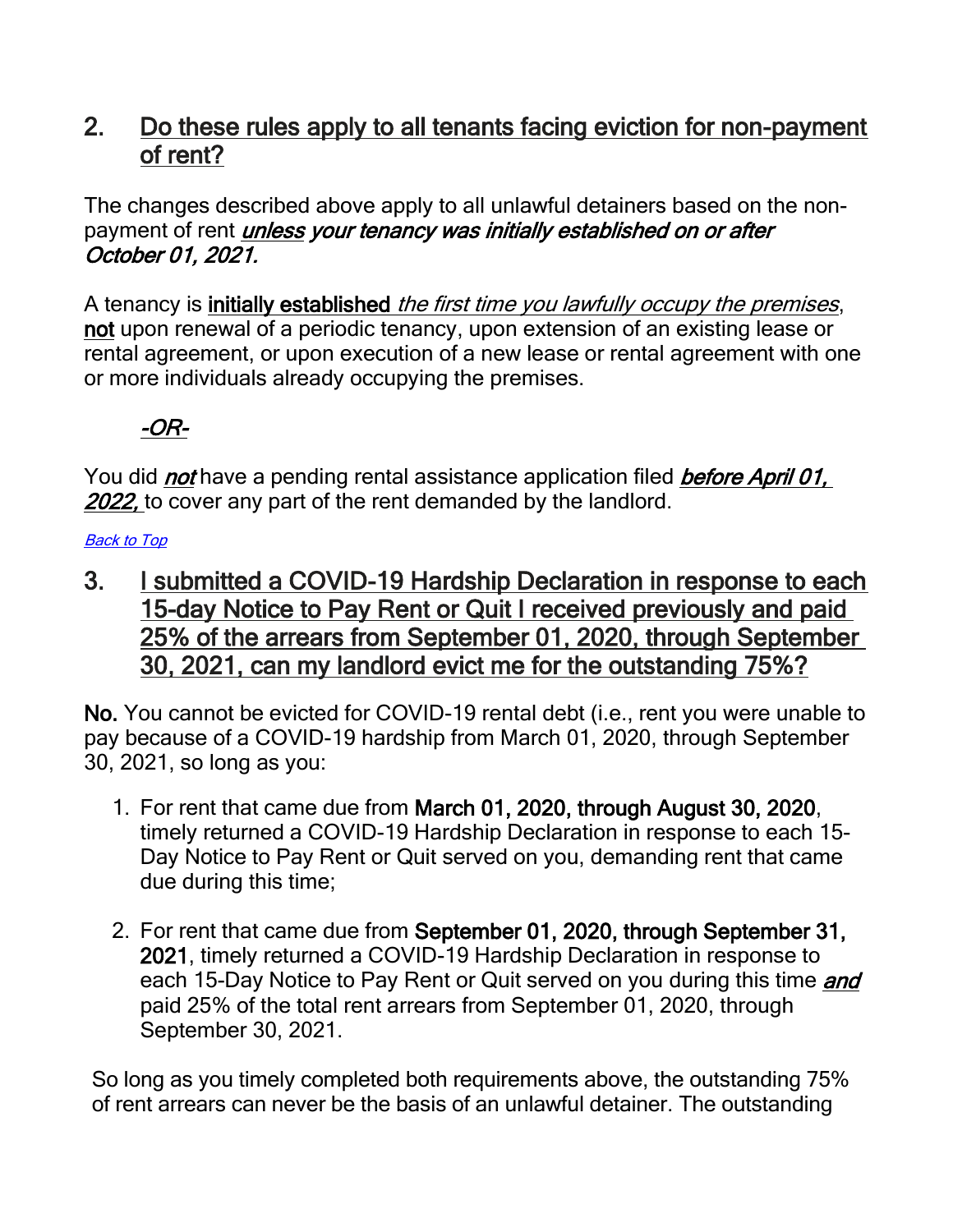## 2. Do these rules apply to all tenants facing eviction for non-payment of rent?

The changes described above apply to all unlawful detainers based on the non-payment of rent ***unless** your tenancy was initially established on or after October 01, 2021.*

A tenancy is **initially established** *the first time you lawfully occupy the premises*, **not** upon renewal of a periodic tenancy, upon extension of an existing lease or rental agreement, or upon execution of a new lease or rental agreement with one or more individuals already occupying the premises.

*-OR-*

You did ***not*** have a pending rental assistance application filed ***before April 01, 2022,*** to cover any part of the rent demanded by the landlord.

*Back to Top*

## 3. I submitted a COVID-19 Hardship Declaration in response to each 15-day Notice to Pay Rent or Quit I received previously and paid 25% of the arrears from September 01, 2020, through September 30, 2021, can my landlord evict me for the outstanding 75%?

**No.** You cannot be evicted for COVID-19 rental debt (i.e., rent you were unable to pay because of a COVID-19 hardship from March 01, 2020, through September 30, 2021, so long as you:

1. For rent that came due from **March 01, 2020, through August 30, 2020**, timely returned a COVID-19 Hardship Declaration in response to each 15-Day Notice to Pay Rent or Quit served on you, demanding rent that came due during this time;

2. For rent that came due from **September 01, 2020, through September 31, 2021**, timely returned a COVID-19 Hardship Declaration in response to each 15-Day Notice to Pay Rent or Quit served on you during this time ***and*** paid 25% of the total rent arrears from September 01, 2020, through September 30, 2021.

So long as you timely completed both requirements above, the outstanding 75% of rent arrears can never be the basis of an unlawful detainer. The outstanding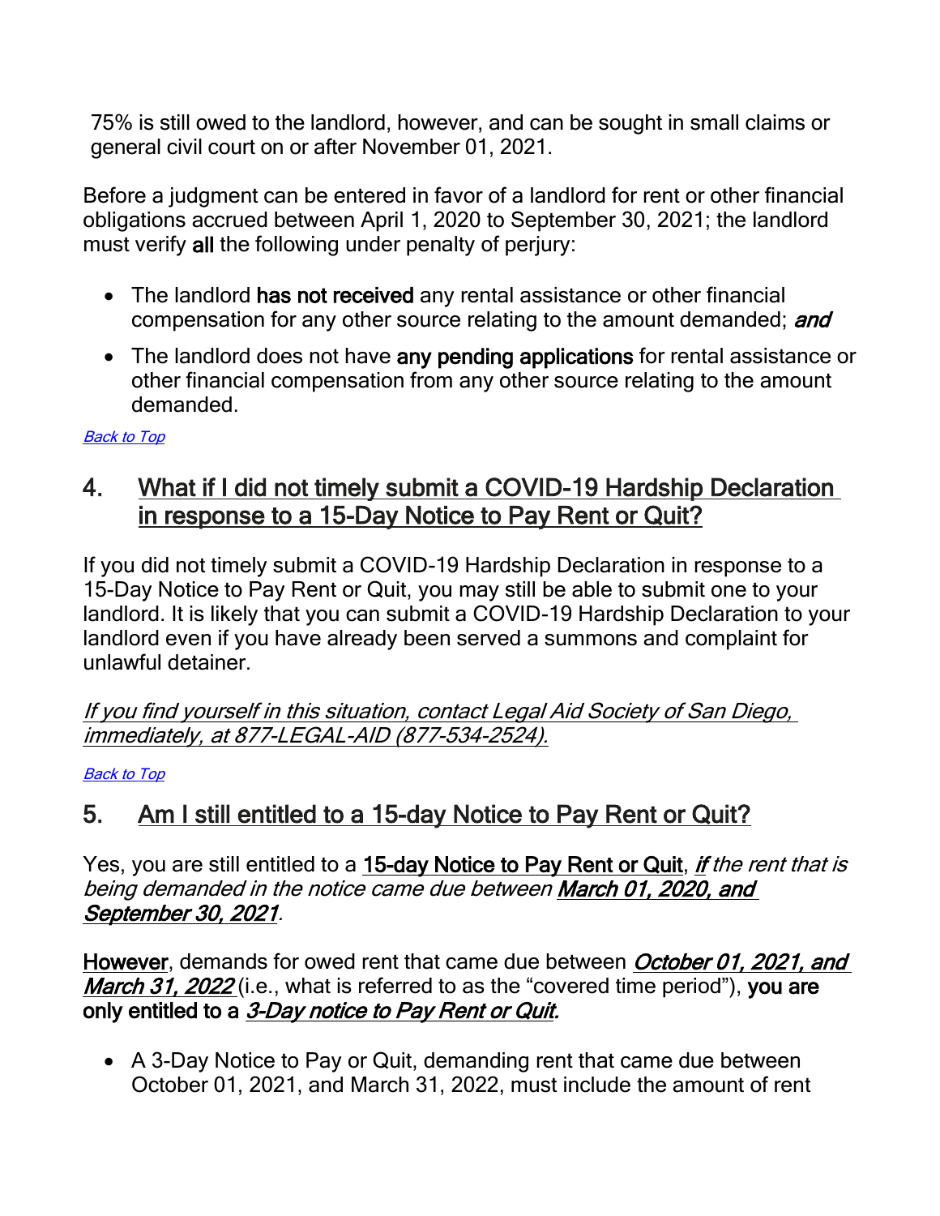75% is still owed to the landlord, however, and can be sought in small claims or general civil court on or after November 01, 2021.

Before a judgment can be entered in favor of a landlord for rent or other financial obligations accrued between April 1, 2020 to September 30, 2021; the landlord must verify **all** the following under penalty of perjury:

- The landlord **has not received** any rental assistance or other financial compensation for any other source relating to the amount demanded; ***and***
- The landlord does not have **any pending applications** for rental assistance or other financial compensation from any other source relating to the amount demanded.

*Back to Top*

## 4. What if I did not timely submit a COVID-19 Hardship Declaration in response to a 15-Day Notice to Pay Rent or Quit?

If you did not timely submit a COVID-19 Hardship Declaration in response to a 15-Day Notice to Pay Rent or Quit, you may still be able to submit one to your landlord. It is likely that you can submit a COVID-19 Hardship Declaration to your landlord even if you have already been served a summons and complaint for unlawful detainer.

*If you find yourself in this situation, contact Legal Aid Society of San Diego, immediately, at 877-LEGAL-AID (877-534-2524).*

*Back to Top*

## 5. Am I still entitled to a 15-day Notice to Pay Rent or Quit?

Yes, you are still entitled to a **15-day Notice to Pay Rent or Quit**, ***if*** *the rent that is being demanded in the notice came due between* ***March 01, 2020, and September 30, 2021****.*

**However**, demands for owed rent that came due between ***October 01, 2021, and March 31, 2022*** (i.e., what is referred to as the "covered time period"), **you are only entitled to a** ***3-Day notice to Pay Rent or Quit.***

- A 3-Day Notice to Pay or Quit, demanding rent that came due between October 01, 2021, and March 31, 2022, must include the amount of rent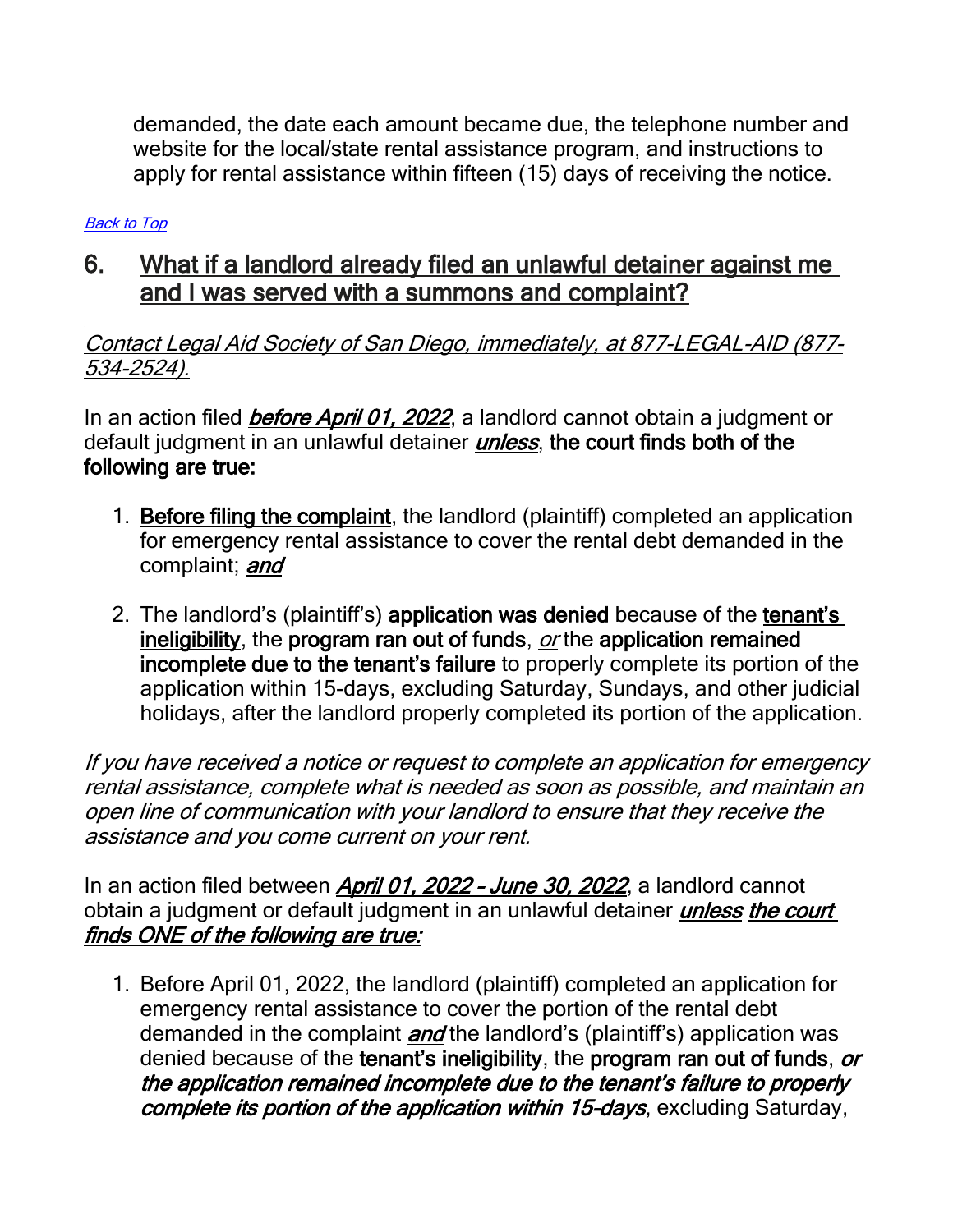demanded, the date each amount became due, the telephone number and website for the local/state rental assistance program, and instructions to apply for rental assistance within fifteen (15) days of receiving the notice.

Back to Top

## 6. What if a landlord already filed an unlawful detainer against me and I was served with a summons and complaint?

*Contact Legal Aid Society of San Diego, immediately, at 877-LEGAL-AID (877-534-2524).*

In an action filed ***before April 01, 2022***, a landlord cannot obtain a judgment or default judgment in an unlawful detainer ***unless***, **the court finds both of the following are true:**

1. **Before filing the complaint**, the landlord (plaintiff) completed an application for emergency rental assistance to cover the rental debt demanded in the complaint; ***and***

2. The landlord's (plaintiff's) **application was denied** because of the **tenant's ineligibility**, the **program ran out of funds**, *or* the **application remained incomplete due to the tenant's failure** to properly complete its portion of the application within 15-days, excluding Saturday, Sundays, and other judicial holidays, after the landlord properly completed its portion of the application.

*If you have received a notice or request to complete an application for emergency rental assistance, complete what is needed as soon as possible, and maintain an open line of communication with your landlord to ensure that they receive the assistance and you come current on your rent.*

In an action filed between ***April 01, 2022 – June 30, 2022***, a landlord cannot obtain a judgment or default judgment in an unlawful detainer ***unless the court finds ONE of the following are true:***

1. Before April 01, 2022, the landlord (plaintiff) completed an application for emergency rental assistance to cover the portion of the rental debt demanded in the complaint ***and*** the landlord's (plaintiff's) application was denied because of the **tenant's ineligibility**, the **program ran out of funds**, ***or the application remained incomplete due to the tenant's failure to properly complete its portion of the application within 15-days***, excluding Saturday,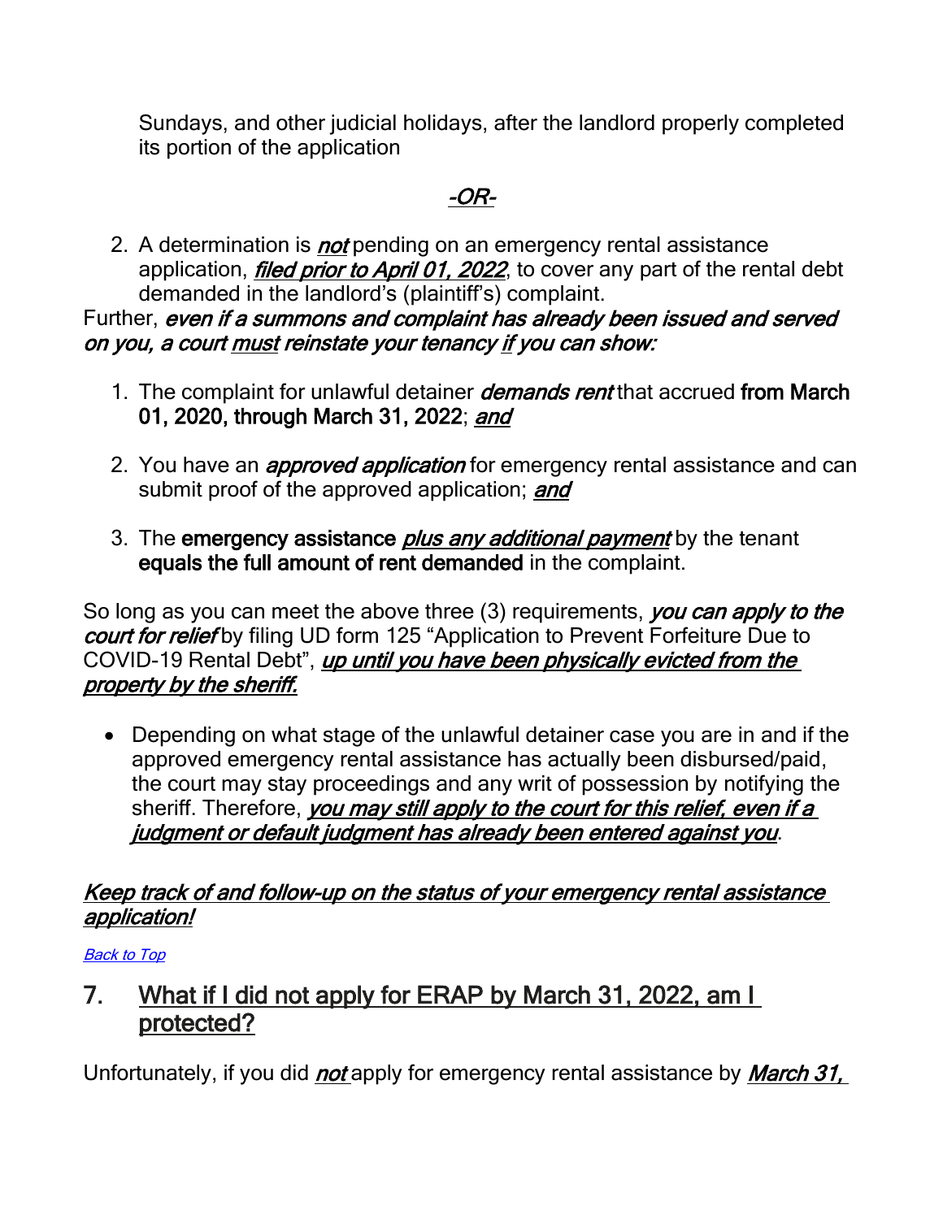Sundays, and other judicial holidays, after the landlord properly completed its portion of the application

***-OR-***

2. A determination is ***not*** pending on an emergency rental assistance application, ***filed prior to April 01, 2022***, to cover any part of the rental debt demanded in the landlord's (plaintiff's) complaint.

Further, ***even if a summons and complaint has already been issued and served on you, a court must reinstate your tenancy if you can show:***

1. The complaint for unlawful detainer ***demands rent*** that accrued **from March 01, 2020, through March 31, 2022**; ***and***

2. You have an ***approved application*** for emergency rental assistance and can submit proof of the approved application; ***and***

3. The **emergency assistance** ***plus any additional payment*** by the tenant **equals the full amount of rent demanded** in the complaint.

So long as you can meet the above three (3) requirements, ***you can apply to the court for relief*** by filing UD form 125 "Application to Prevent Forfeiture Due to COVID-19 Rental Debt", ***up until you have been physically evicted from the property by the sheriff.***

- Depending on what stage of the unlawful detainer case you are in and if the approved emergency rental assistance has actually been disbursed/paid, the court may stay proceedings and any writ of possession by notifying the sheriff. Therefore, ***you may still apply to the court for this relief, even if a judgment or default judgment has already been entered against you***.

***Keep track of and follow-up on the status of your emergency rental assistance application!***

*Back to Top*

## 7. What if I did not apply for ERAP by March 31, 2022, am I protected?

Unfortunately, if you did ***not*** apply for emergency rental assistance by ***March 31,***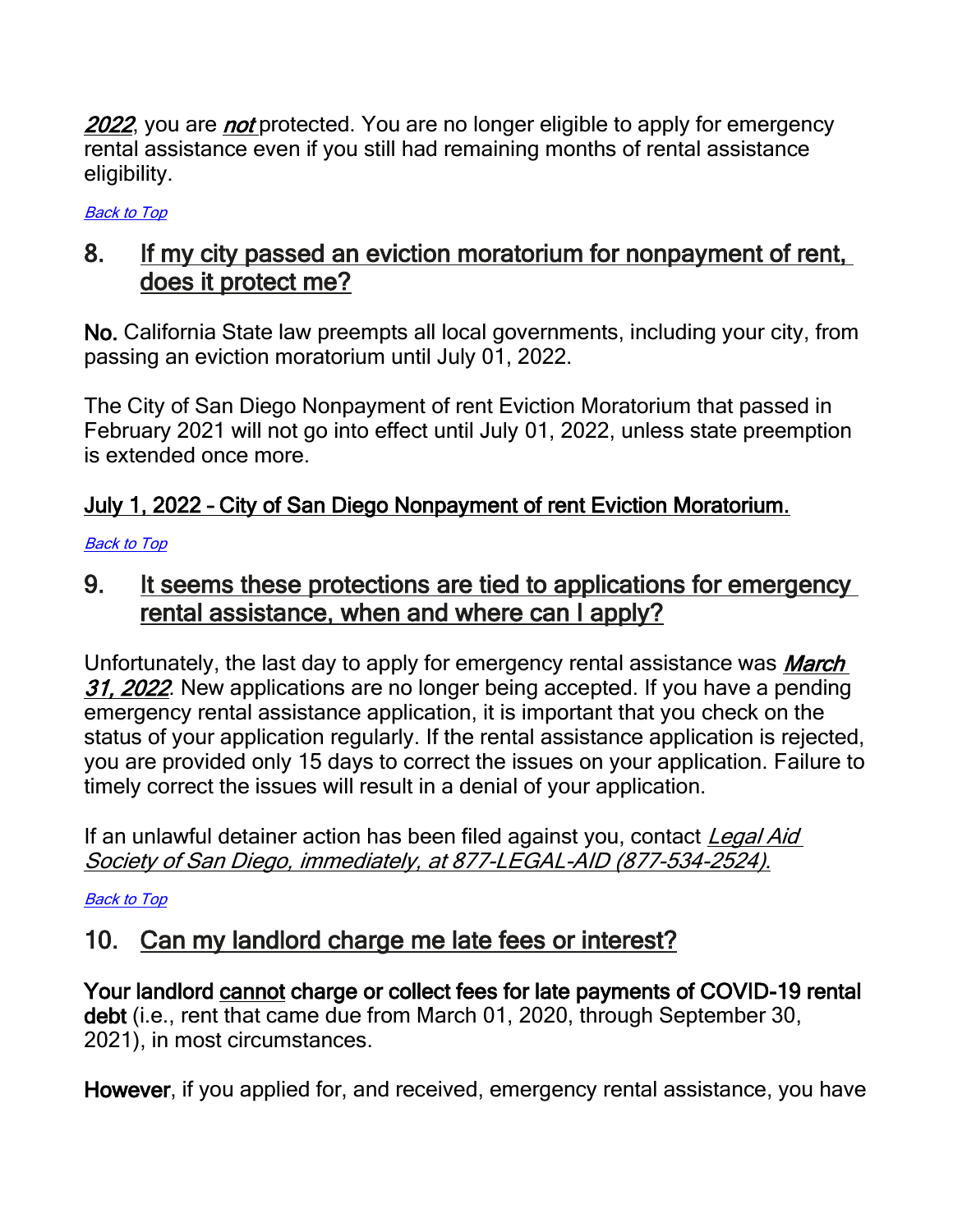*2022*, you are ***not*** protected. You are no longer eligible to apply for emergency rental assistance even if you still had remaining months of rental assistance eligibility.

*Back to Top*

## 8. If my city passed an eviction moratorium for nonpayment of rent, does it protect me?

**No.** California State law preempts all local governments, including your city, from passing an eviction moratorium until July 01, 2022.

The City of San Diego Nonpayment of rent Eviction Moratorium that passed in February 2021 will not go into effect until July 01, 2022, unless state preemption is extended once more.

**July 1, 2022 – City of San Diego Nonpayment of rent Eviction Moratorium.**

*Back to Top*

## 9. It seems these protections are tied to applications for emergency rental assistance, when and where can I apply?

Unfortunately, the last day to apply for emergency rental assistance was ***March 31, 2022***. New applications are no longer being accepted. If you have a pending emergency rental assistance application, it is important that you check on the status of your application regularly. If the rental assistance application is rejected, you are provided only 15 days to correct the issues on your application. Failure to timely correct the issues will result in a denial of your application.

If an unlawful detainer action has been filed against you, contact *Legal Aid Society of San Diego, immediately, at 877-LEGAL-AID (877-534-2524).*

*Back to Top*

## 10. Can my landlord charge me late fees or interest?

**Your landlord cannot charge or collect fees for late payments of COVID-19 rental debt** (i.e., rent that came due from March 01, 2020, through September 30, 2021), in most circumstances.

**However**, if you applied for, and received, emergency rental assistance, you have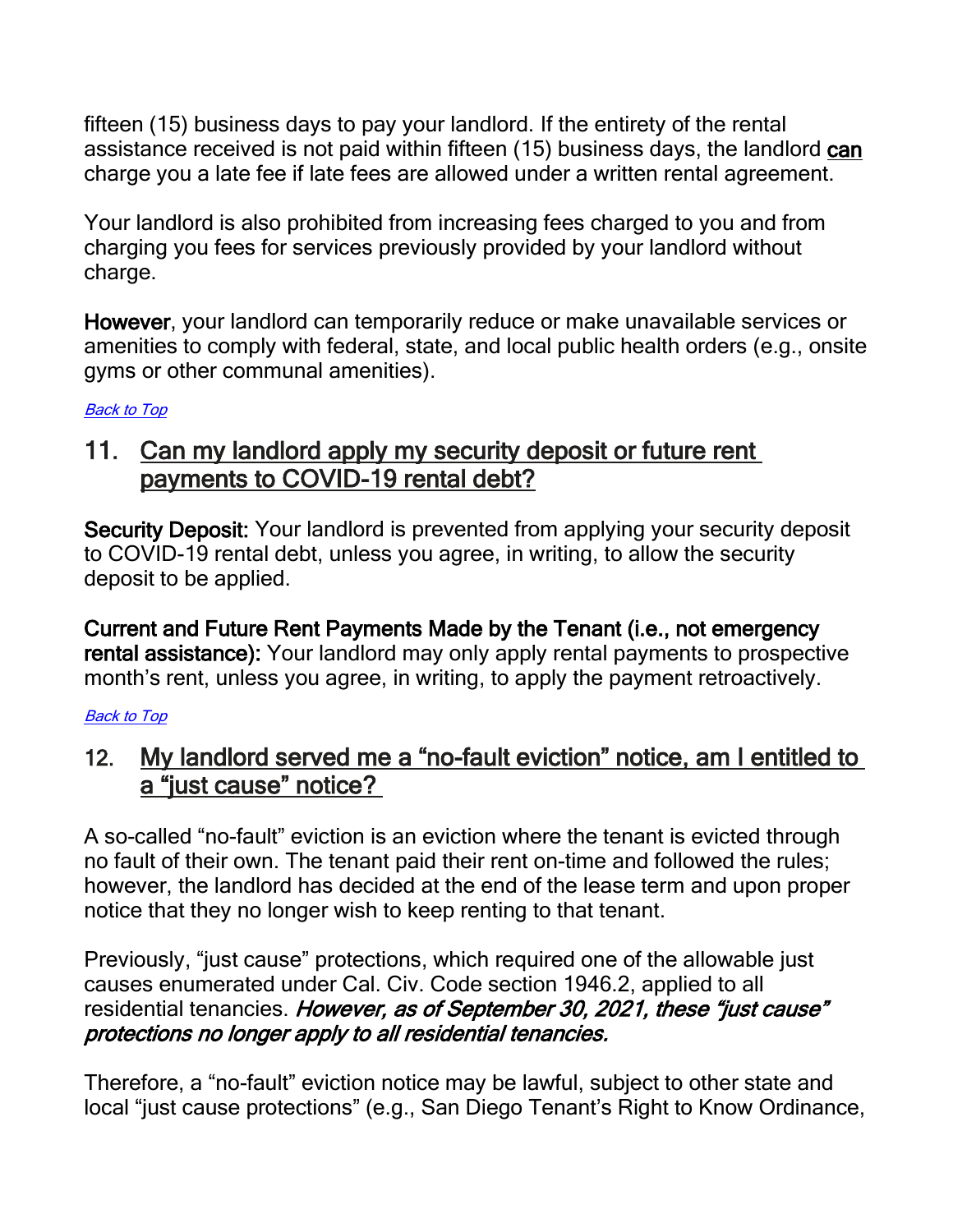fifteen (15) business days to pay your landlord. If the entirety of the rental assistance received is not paid within fifteen (15) business days, the landlord **can** charge you a late fee if late fees are allowed under a written rental agreement.

Your landlord is also prohibited from increasing fees charged to you and from charging you fees for services previously provided by your landlord without charge.

**However**, your landlord can temporarily reduce or make unavailable services or amenities to comply with federal, state, and local public health orders (e.g., onsite gyms or other communal amenities).

*Back to Top*

## 11. Can my landlord apply my security deposit or future rent payments to COVID-19 rental debt?

**Security Deposit:** Your landlord is prevented from applying your security deposit to COVID-19 rental debt, unless you agree, in writing, to allow the security deposit to be applied.

**Current and Future Rent Payments Made by the Tenant (i.e., not emergency rental assistance):** Your landlord may only apply rental payments to prospective month's rent, unless you agree, in writing, to apply the payment retroactively.

*Back to Top*

## 12. My landlord served me a "no-fault eviction" notice, am I entitled to a "just cause" notice?

A so-called "no-fault" eviction is an eviction where the tenant is evicted through no fault of their own. The tenant paid their rent on-time and followed the rules; however, the landlord has decided at the end of the lease term and upon proper notice that they no longer wish to keep renting to that tenant.

Previously, "just cause" protections, which required one of the allowable just causes enumerated under Cal. Civ. Code section 1946.2, applied to all residential tenancies. ***However, as of September 30, 2021, these "just cause" protections no longer apply to all residential tenancies.***

Therefore, a "no-fault" eviction notice may be lawful, subject to other state and local "just cause protections" (e.g., San Diego Tenant's Right to Know Ordinance,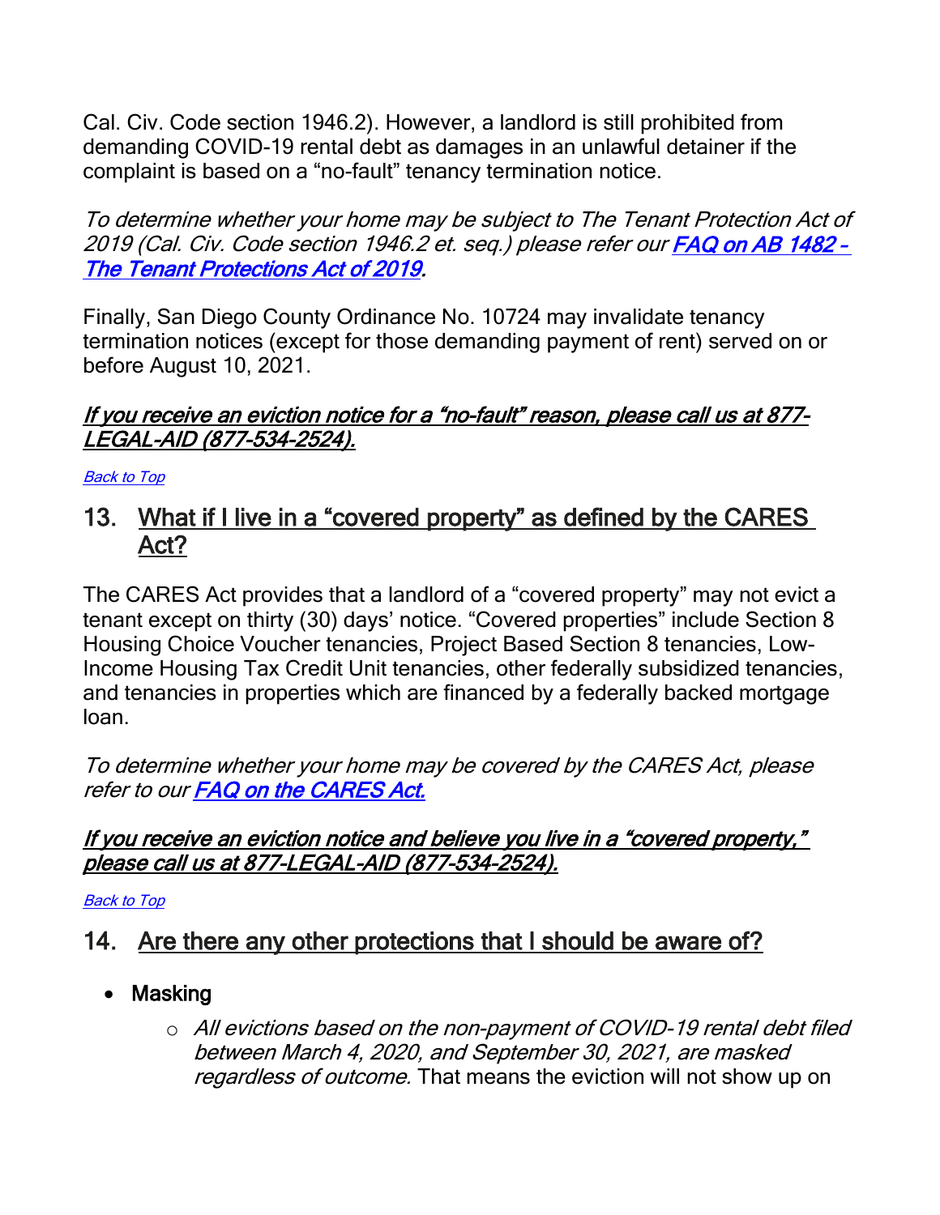Cal. Civ. Code section 1946.2). However, a landlord is still prohibited from demanding COVID-19 rental debt as damages in an unlawful detainer if the complaint is based on a "no-fault" tenancy termination notice.

*To determine whether your home may be subject to The Tenant Protection Act of 2019 (Cal. Civ. Code section 1946.2 et. seq.) please refer our [FAQ on AB 1482 – The Tenant Protections Act of 2019](#).*

Finally, San Diego County Ordinance No. 10724 may invalidate tenancy termination notices (except for those demanding payment of rent) served on or before August 10, 2021.

***If you receive an eviction notice for a "no-fault" reason, please call us at 877-LEGAL-AID (877-534-2524).***

[Back to Top](#)

## 13. What if I live in a "covered property" as defined by the CARES Act?

The CARES Act provides that a landlord of a "covered property" may not evict a tenant except on thirty (30) days' notice. "Covered properties" include Section 8 Housing Choice Voucher tenancies, Project Based Section 8 tenancies, Low-Income Housing Tax Credit Unit tenancies, other federally subsidized tenancies, and tenancies in properties which are financed by a federally backed mortgage loan.

*To determine whether your home may be covered by the CARES Act, please refer to our [FAQ on the CARES Act.](#)*

***If you receive an eviction notice and believe you live in a "covered property," please call us at 877-LEGAL-AID (877-534-2524).***

[Back to Top](#)

## 14. Are there any other protections that I should be aware of?

- **Masking**
  - *All evictions based on the non-payment of COVID-19 rental debt filed between March 4, 2020, and September 30, 2021, are masked regardless of outcome.* That means the eviction will not show up on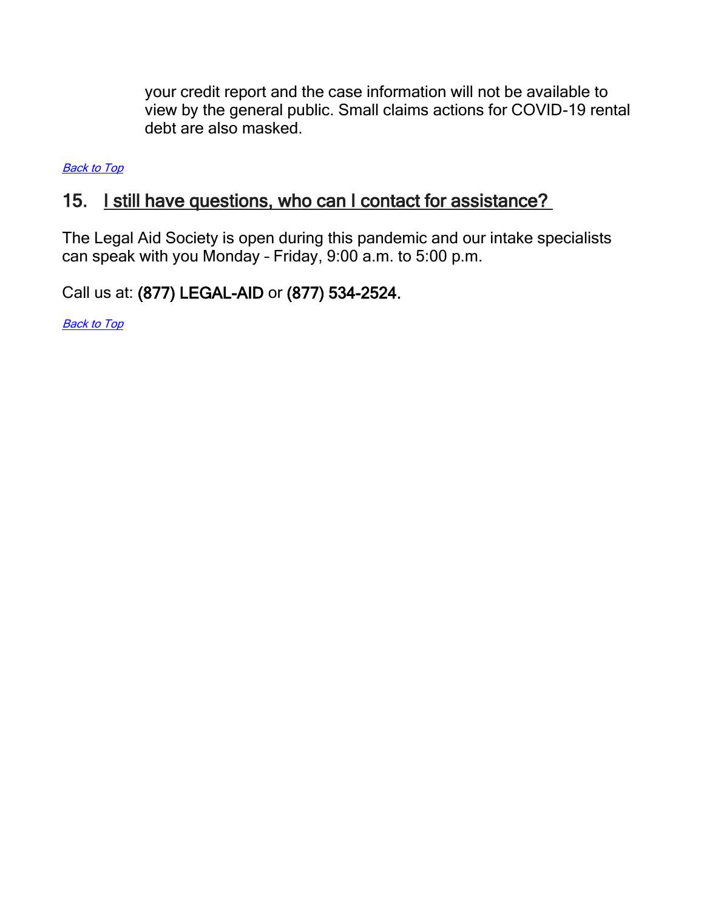your credit report and the case information will not be available to view by the general public. Small claims actions for COVID-19 rental debt are also masked.

*Back to Top*

## 15. I still have questions, who can I contact for assistance?

The Legal Aid Society is open during this pandemic and our intake specialists can speak with you Monday – Friday, 9:00 a.m. to 5:00 p.m.

Call us at: **(877) LEGAL-AID** or **(877) 534-2524.**

*Back to Top*